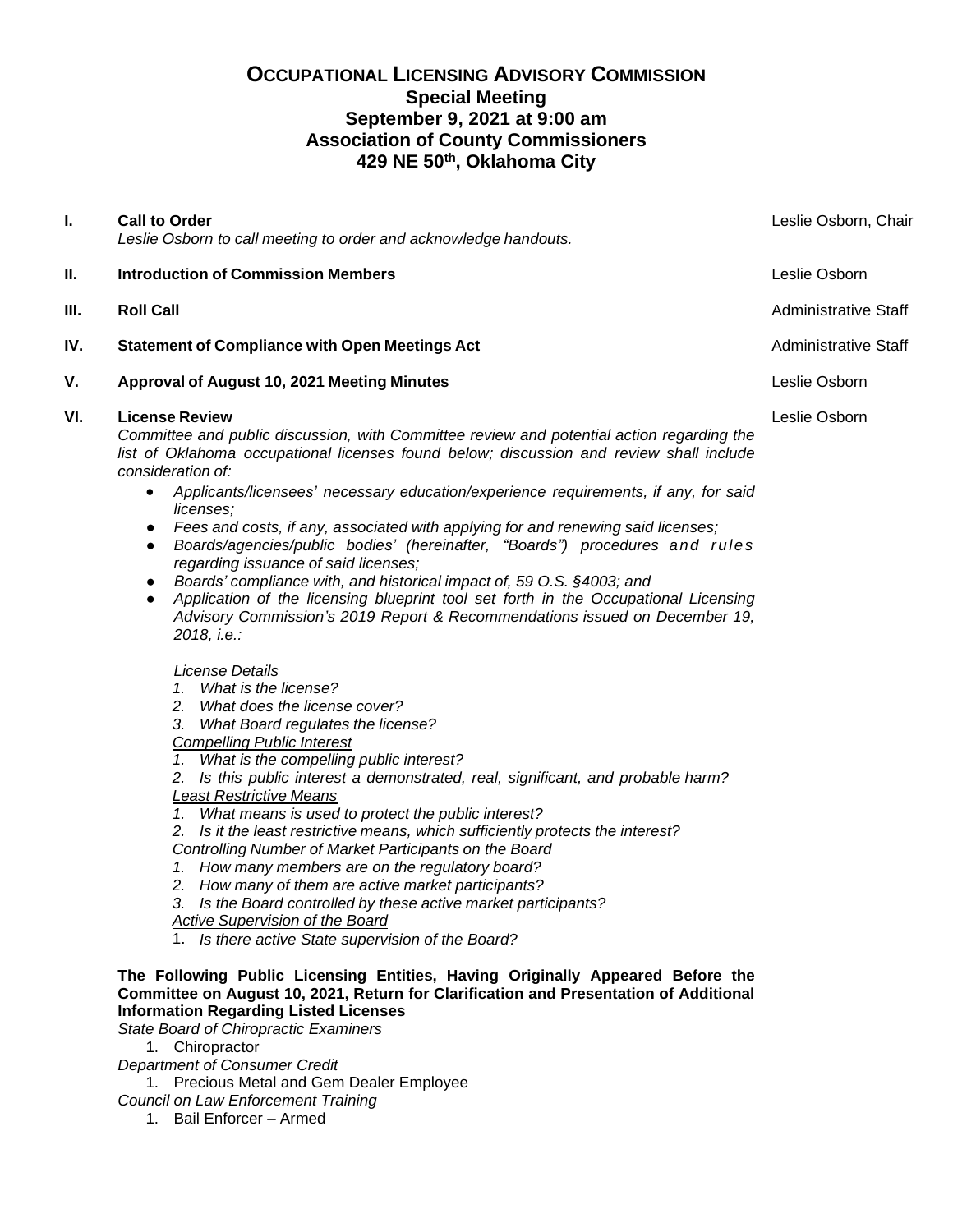# Occupational Licensing Advisory Commission

## Special Meeting
## September 9, 2021 at 9:00 am
## Association of County Commissioners
## 429 NE 50th, Oklahoma City

**I. Call to Order** — Leslie Osborn, Chair

*Leslie Osborn to call meeting to order and acknowledge handouts.*

**II. Introduction of Commission Members** — Leslie Osborn

**III. Roll Call** — Administrative Staff

**IV. Statement of Compliance with Open Meetings Act** — Administrative Staff

**V. Approval of August 10, 2021 Meeting Minutes** — Leslie Osborn

**VI. License Review** — Leslie Osborn

*Committee and public discussion, with Committee review and potential action regarding the list of Oklahoma occupational licenses found below; discussion and review shall include consideration of:*

- *Applicants/licensees' necessary education/experience requirements, if any, for said licenses;*
- *Fees and costs, if any, associated with applying for and renewing said licenses;*
- *Boards/agencies/public bodies' (hereinafter, "Boards") procedures and rules regarding issuance of said licenses;*
- *Boards' compliance with, and historical impact of, 59 O.S. §4003; and*
- *Application of the licensing blueprint tool set forth in the Occupational Licensing Advisory Commission's 2019 Report & Recommendations issued on December 19, 2018, i.e.:*

*License Details*
1. *What is the license?*
2. *What does the license cover?*
3. *What Board regulates the license?*

*Compelling Public Interest*
1. *What is the compelling public interest?*
2. *Is this public interest a demonstrated, real, significant, and probable harm?*

*Least Restrictive Means*
1. *What means is used to protect the public interest?*
2. *Is it the least restrictive means, which sufficiently protects the interest?*

*Controlling Number of Market Participants on the Board*
1. *How many members are on the regulatory board?*
2. *How many of them are active market participants?*
3. *Is the Board controlled by these active market participants?*

*Active Supervision of the Board*
1. *Is there active State supervision of the Board?*

**The Following Public Licensing Entities, Having Originally Appeared Before the Committee on August 10, 2021, Return for Clarification and Presentation of Additional Information Regarding Listed Licenses**

*State Board of Chiropractic Examiners*
1. Chiropractor

*Department of Consumer Credit*
1. Precious Metal and Gem Dealer Employee

*Council on Law Enforcement Training*
1. Bail Enforcer – Armed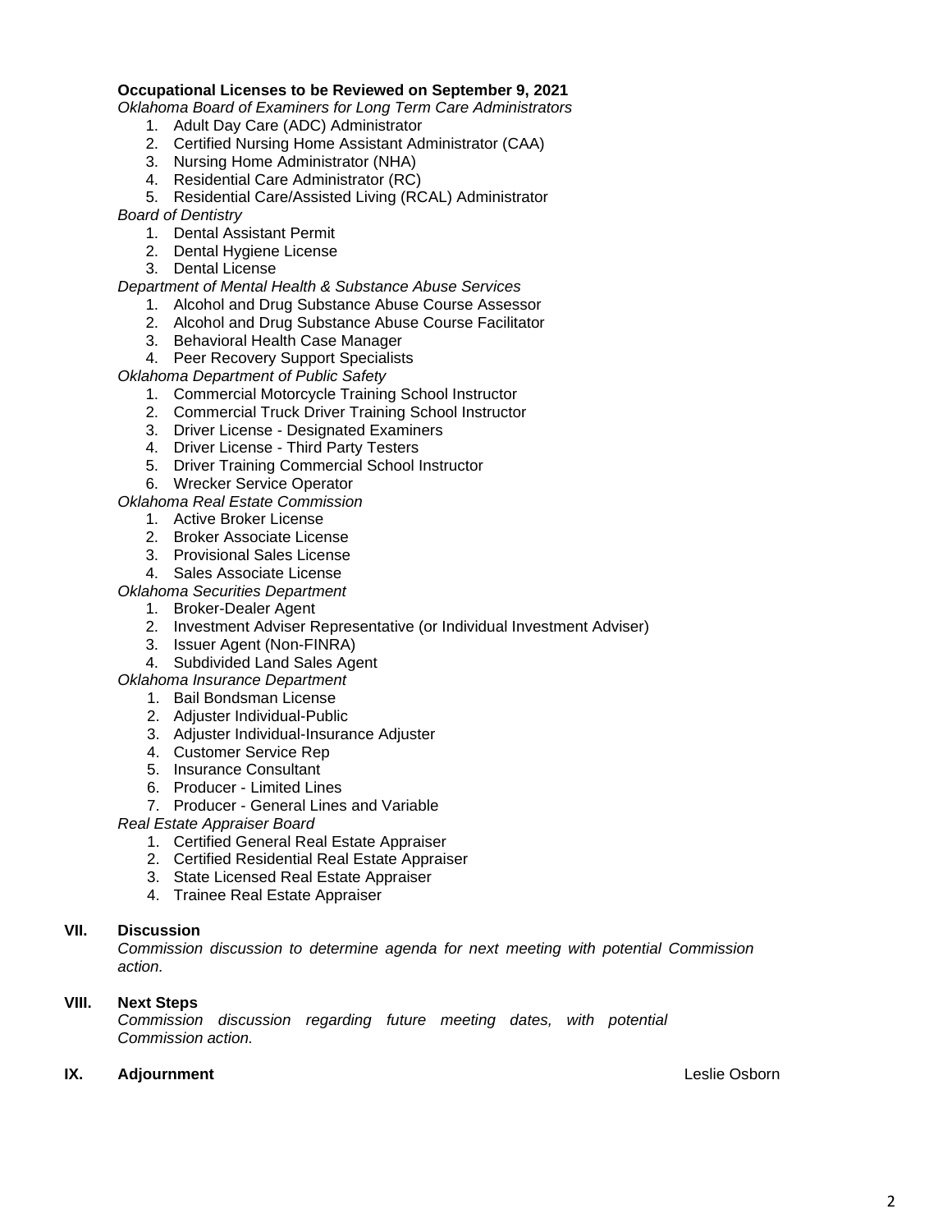**Occupational Licenses to be Reviewed on September 9, 2021**

*Oklahoma Board of Examiners for Long Term Care Administrators*

1. Adult Day Care (ADC) Administrator
2. Certified Nursing Home Assistant Administrator (CAA)
3. Nursing Home Administrator (NHA)
4. Residential Care Administrator (RC)
5. Residential Care/Assisted Living (RCAL) Administrator

*Board of Dentistry*

1. Dental Assistant Permit
2. Dental Hygiene License
3. Dental License

*Department of Mental Health & Substance Abuse Services*

1. Alcohol and Drug Substance Abuse Course Assessor
2. Alcohol and Drug Substance Abuse Course Facilitator
3. Behavioral Health Case Manager
4. Peer Recovery Support Specialists

*Oklahoma Department of Public Safety*

1. Commercial Motorcycle Training School Instructor
2. Commercial Truck Driver Training School Instructor
3. Driver License - Designated Examiners
4. Driver License - Third Party Testers
5. Driver Training Commercial School Instructor
6. Wrecker Service Operator

*Oklahoma Real Estate Commission*

1. Active Broker License
2. Broker Associate License
3. Provisional Sales License
4. Sales Associate License

*Oklahoma Securities Department*

1. Broker-Dealer Agent
2. Investment Adviser Representative (or Individual Investment Adviser)
3. Issuer Agent (Non-FINRA)
4. Subdivided Land Sales Agent

*Oklahoma Insurance Department*

1. Bail Bondsman License
2. Adjuster Individual-Public
3. Adjuster Individual-Insurance Adjuster
4. Customer Service Rep
5. Insurance Consultant
6. Producer - Limited Lines
7. Producer - General Lines and Variable

*Real Estate Appraiser Board*

1. Certified General Real Estate Appraiser
2. Certified Residential Real Estate Appraiser
3. State Licensed Real Estate Appraiser
4. Trainee Real Estate Appraiser

**VII. Discussion**

*Commission discussion to determine agenda for next meeting with potential Commission action.*

**VIII. Next Steps**

*Commission discussion regarding future meeting dates, with potential Commission action.*

**IX. Adjournment** Leslie Osborn